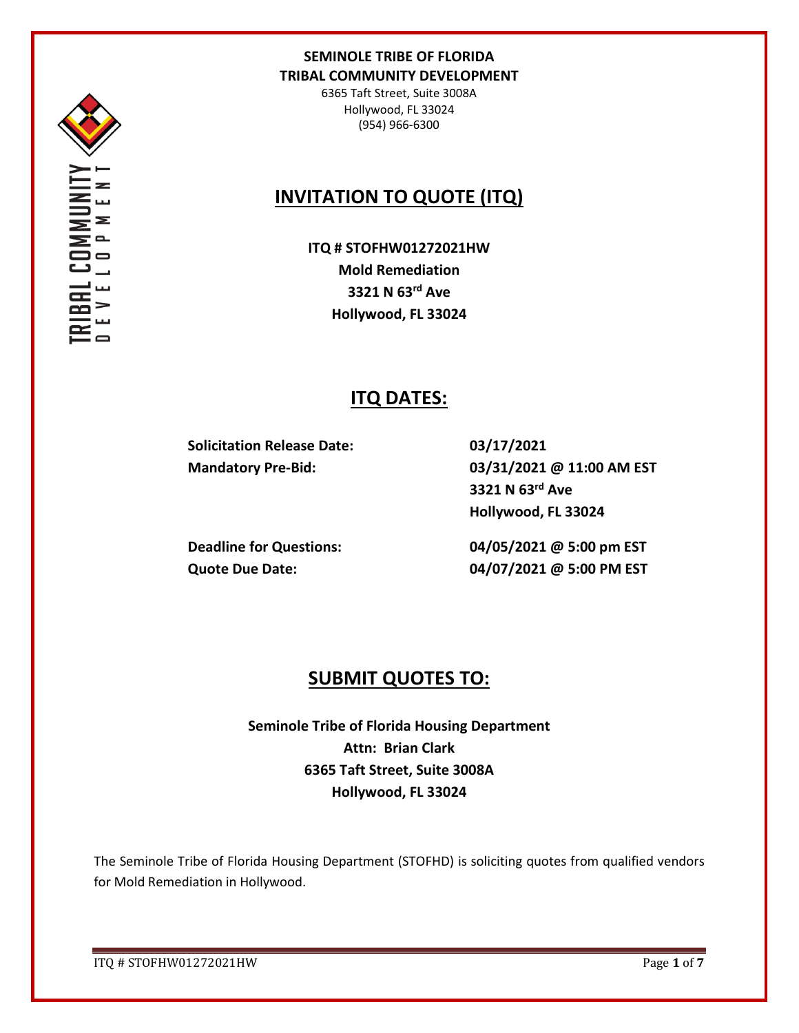**SEMINOLE TRIBE OF FLORIDA**
**TRIBAL COMMUNITY DEVELOPMENT**
6365 Taft Street, Suite 3008A
Hollywood, FL 33024
(954) 966-6300

# INVITATION TO QUOTE (ITQ)

**ITQ # STOFHW01272021HW**
**Mold Remediation**
**3321 N 63rd Ave**
**Hollywood, FL 33024**

## ITQ DATES:

| | |
|---|---|
| **Solicitation Release Date:** | **03/17/2021** |
| **Mandatory Pre-Bid:** | **03/31/2021 @ 11:00 AM EST**<br>**3321 N 63rd Ave**<br>**Hollywood, FL 33024** |
| **Deadline for Questions:** | **04/05/2021 @ 5:00 pm EST** |
| **Quote Due Date:** | **04/07/2021 @ 5:00 PM EST** |

## SUBMIT QUOTES TO:

**Seminole Tribe of Florida Housing Department**
**Attn: Brian Clark**
**6365 Taft Street, Suite 3008A**
**Hollywood, FL 33024**

The Seminole Tribe of Florida Housing Department (STOFHD) is soliciting quotes from qualified vendors for Mold Remediation in Hollywood.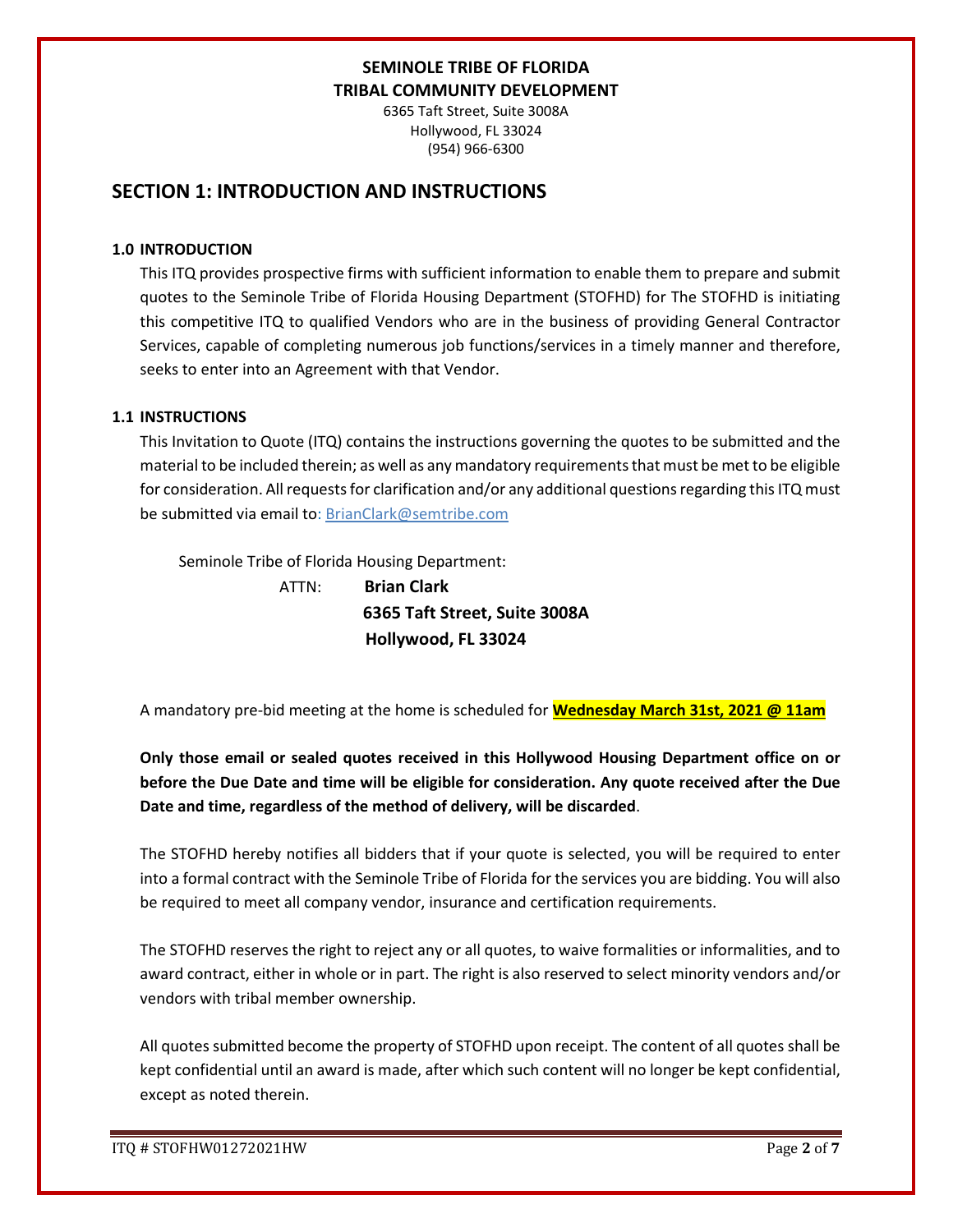**SEMINOLE TRIBE OF FLORIDA**
**TRIBAL COMMUNITY DEVELOPMENT**

6365 Taft Street, Suite 3008A
Hollywood, FL 33024
(954) 966-6300

## SECTION 1: INTRODUCTION AND INSTRUCTIONS

### 1.0 INTRODUCTION

This ITQ provides prospective firms with sufficient information to enable them to prepare and submit quotes to the Seminole Tribe of Florida Housing Department (STOFHD) for The STOFHD is initiating this competitive ITQ to qualified Vendors who are in the business of providing General Contractor Services, capable of completing numerous job functions/services in a timely manner and therefore, seeks to enter into an Agreement with that Vendor.

### 1.1 INSTRUCTIONS

This Invitation to Quote (ITQ) contains the instructions governing the quotes to be submitted and the material to be included therein; as well as any mandatory requirements that must be met to be eligible for consideration. All requests for clarification and/or any additional questions regarding this ITQ must be submitted via email to: BrianClark@semtribe.com

Seminole Tribe of Florida Housing Department:

ATTN: **Brian Clark**
**6365 Taft Street, Suite 3008A**
**Hollywood, FL 33024**

A mandatory pre-bid meeting at the home is scheduled for **Wednesday March 31st, 2021 @ 11am**

**Only those email or sealed quotes received in this Hollywood Housing Department office on or before the Due Date and time will be eligible for consideration. Any quote received after the Due Date and time, regardless of the method of delivery, will be discarded**.

The STOFHD hereby notifies all bidders that if your quote is selected, you will be required to enter into a formal contract with the Seminole Tribe of Florida for the services you are bidding. You will also be required to meet all company vendor, insurance and certification requirements.

The STOFHD reserves the right to reject any or all quotes, to waive formalities or informalities, and to award contract, either in whole or in part. The right is also reserved to select minority vendors and/or vendors with tribal member ownership.

All quotes submitted become the property of STOFHD upon receipt. The content of all quotes shall be kept confidential until an award is made, after which such content will no longer be kept confidential, except as noted therein.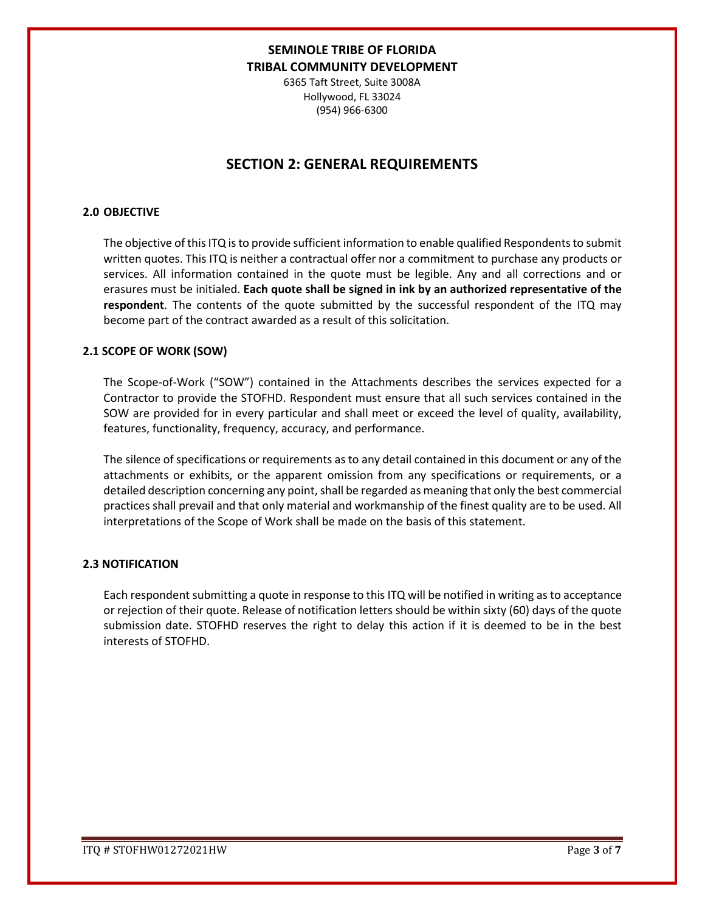**SEMINOLE TRIBE OF FLORIDA**
**TRIBAL COMMUNITY DEVELOPMENT**
6365 Taft Street, Suite 3008A
Hollywood, FL 33024
(954) 966-6300

## SECTION 2: GENERAL REQUIREMENTS

### 2.0 OBJECTIVE

The objective of this ITQ is to provide sufficient information to enable qualified Respondents to submit written quotes. This ITQ is neither a contractual offer nor a commitment to purchase any products or services. All information contained in the quote must be legible. Any and all corrections and or erasures must be initialed. **Each quote shall be signed in ink by an authorized representative of the respondent**. The contents of the quote submitted by the successful respondent of the ITQ may become part of the contract awarded as a result of this solicitation.

### 2.1 SCOPE OF WORK (SOW)

The Scope-of-Work ("SOW") contained in the Attachments describes the services expected for a Contractor to provide the STOFHD. Respondent must ensure that all such services contained in the SOW are provided for in every particular and shall meet or exceed the level of quality, availability, features, functionality, frequency, accuracy, and performance.

The silence of specifications or requirements as to any detail contained in this document or any of the attachments or exhibits, or the apparent omission from any specifications or requirements, or a detailed description concerning any point, shall be regarded as meaning that only the best commercial practices shall prevail and that only material and workmanship of the finest quality are to be used. All interpretations of the Scope of Work shall be made on the basis of this statement.

### 2.3 NOTIFICATION

Each respondent submitting a quote in response to this ITQ will be notified in writing as to acceptance or rejection of their quote. Release of notification letters should be within sixty (60) days of the quote submission date. STOFHD reserves the right to delay this action if it is deemed to be in the best interests of STOFHD.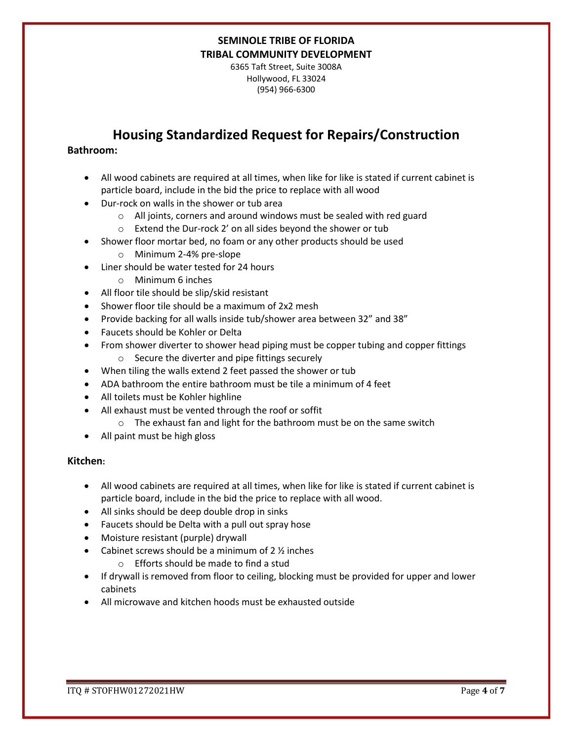**SEMINOLE TRIBE OF FLORIDA**
**TRIBAL COMMUNITY DEVELOPMENT**
6365 Taft Street, Suite 3008A
Hollywood, FL 33024
(954) 966-6300

# Housing Standardized Request for Repairs/Construction

**Bathroom:**

- All wood cabinets are required at all times, when like for like is stated if current cabinet is particle board, include in the bid the price to replace with all wood
- Dur-rock on walls in the shower or tub area
  - All joints, corners and around windows must be sealed with red guard
  - Extend the Dur-rock 2' on all sides beyond the shower or tub
- Shower floor mortar bed, no foam or any other products should be used
  - Minimum 2-4% pre-slope
- Liner should be water tested for 24 hours
  - Minimum 6 inches
- All floor tile should be slip/skid resistant
- Shower floor tile should be a maximum of 2x2 mesh
- Provide backing for all walls inside tub/shower area between 32" and 38"
- Faucets should be Kohler or Delta
- From shower diverter to shower head piping must be copper tubing and copper fittings
  - Secure the diverter and pipe fittings securely
- When tiling the walls extend 2 feet passed the shower or tub
- ADA bathroom the entire bathroom must be tile a minimum of 4 feet
- All toilets must be Kohler highline
- All exhaust must be vented through the roof or soffit
  - The exhaust fan and light for the bathroom must be on the same switch
- All paint must be high gloss

**Kitchen:**

- All wood cabinets are required at all times, when like for like is stated if current cabinet is particle board, include in the bid the price to replace with all wood.
- All sinks should be deep double drop in sinks
- Faucets should be Delta with a pull out spray hose
- Moisture resistant (purple) drywall
- Cabinet screws should be a minimum of 2 ½ inches
  - Efforts should be made to find a stud
- If drywall is removed from floor to ceiling, blocking must be provided for upper and lower cabinets
- All microwave and kitchen hoods must be exhausted outside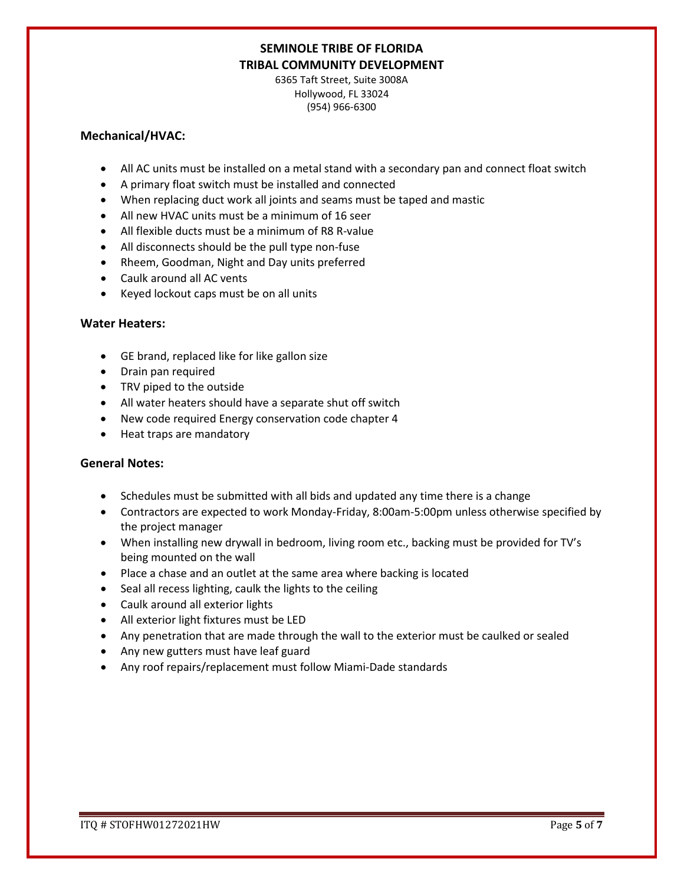**SEMINOLE TRIBE OF FLORIDA**
**TRIBAL COMMUNITY DEVELOPMENT**
6365 Taft Street, Suite 3008A
Hollywood, FL 33024
(954) 966-6300

### Mechanical/HVAC:

- All AC units must be installed on a metal stand with a secondary pan and connect float switch
- A primary float switch must be installed and connected
- When replacing duct work all joints and seams must be taped and mastic
- All new HVAC units must be a minimum of 16 seer
- All flexible ducts must be a minimum of R8 R-value
- All disconnects should be the pull type non-fuse
- Rheem, Goodman, Night and Day units preferred
- Caulk around all AC vents
- Keyed lockout caps must be on all units

### Water Heaters:

- GE brand, replaced like for like gallon size
- Drain pan required
- TRV piped to the outside
- All water heaters should have a separate shut off switch
- New code required Energy conservation code chapter 4
- Heat traps are mandatory

### General Notes:

- Schedules must be submitted with all bids and updated any time there is a change
- Contractors are expected to work Monday-Friday, 8:00am-5:00pm unless otherwise specified by the project manager
- When installing new drywall in bedroom, living room etc., backing must be provided for TV's being mounted on the wall
- Place a chase and an outlet at the same area where backing is located
- Seal all recess lighting, caulk the lights to the ceiling
- Caulk around all exterior lights
- All exterior light fixtures must be LED
- Any penetration that are made through the wall to the exterior must be caulked or sealed
- Any new gutters must have leaf guard
- Any roof repairs/replacement must follow Miami-Dade standards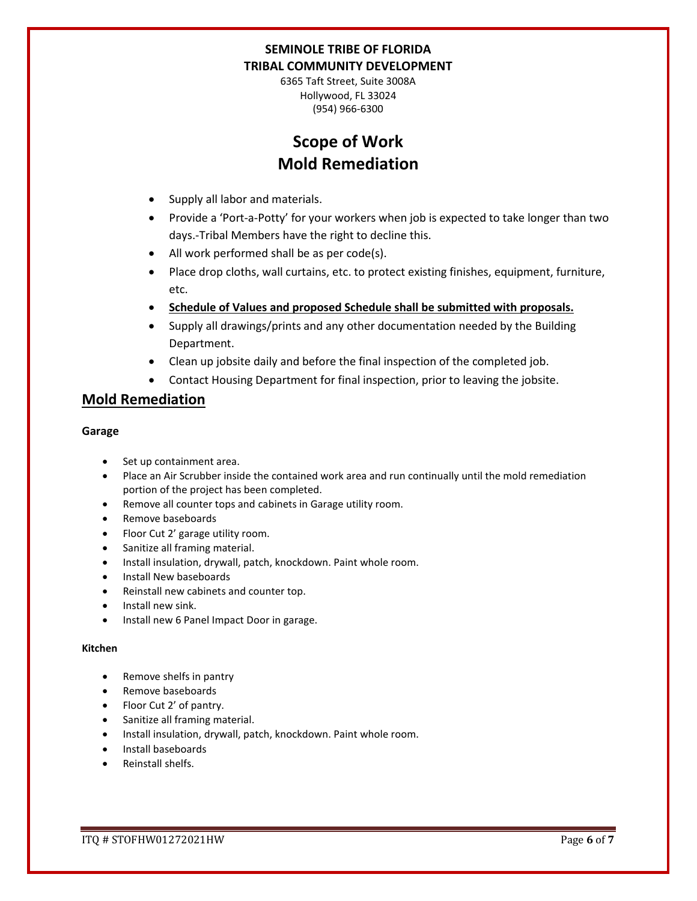**SEMINOLE TRIBE OF FLORIDA**
**TRIBAL COMMUNITY DEVELOPMENT**

6365 Taft Street, Suite 3008A
Hollywood, FL 33024
(954) 966-6300

# Scope of Work
# Mold Remediation

- Supply all labor and materials.
- Provide a 'Port-a-Potty' for your workers when job is expected to take longer than two days.-Tribal Members have the right to decline this.
- All work performed shall be as per code(s).
- Place drop cloths, wall curtains, etc. to protect existing finishes, equipment, furniture, etc.
- **Schedule of Values and proposed Schedule shall be submitted with proposals.**
- Supply all drawings/prints and any other documentation needed by the Building Department.
- Clean up jobsite daily and before the final inspection of the completed job.
- Contact Housing Department for final inspection, prior to leaving the jobsite.

## Mold Remediation

### Garage

- Set up containment area.
- Place an Air Scrubber inside the contained work area and run continually until the mold remediation portion of the project has been completed.
- Remove all counter tops and cabinets in Garage utility room.
- Remove baseboards
- Floor Cut 2' garage utility room.
- Sanitize all framing material.
- Install insulation, drywall, patch, knockdown. Paint whole room.
- Install New baseboards
- Reinstall new cabinets and counter top.
- Install new sink.
- Install new 6 Panel Impact Door in garage.

### Kitchen

- Remove shelfs in pantry
- Remove baseboards
- Floor Cut 2' of pantry.
- Sanitize all framing material.
- Install insulation, drywall, patch, knockdown. Paint whole room.
- Install baseboards
- Reinstall shelfs.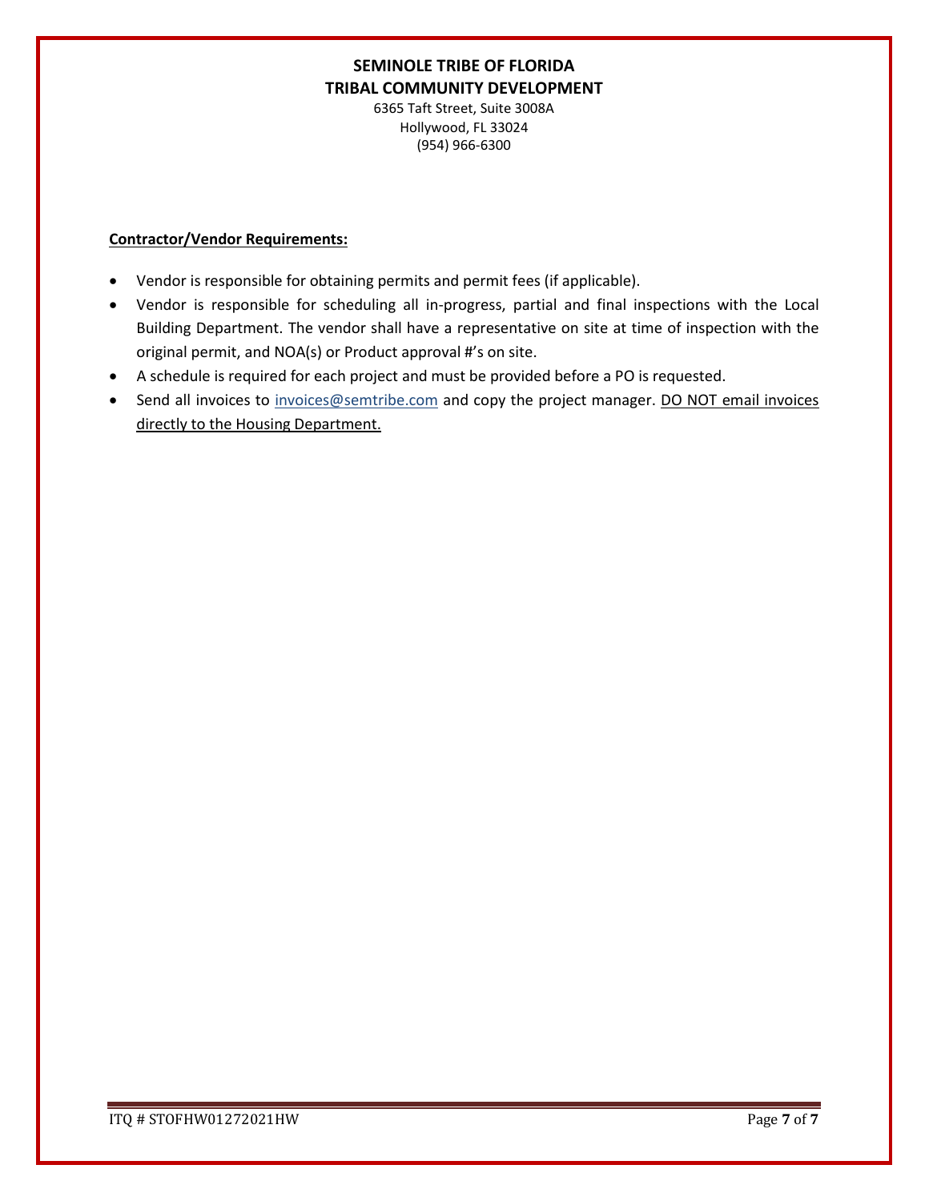**SEMINOLE TRIBE OF FLORIDA**
**TRIBAL COMMUNITY DEVELOPMENT**
6365 Taft Street, Suite 3008A
Hollywood, FL 33024
(954) 966-6300

**<u>Contractor/Vendor Requirements:</u>**

- Vendor is responsible for obtaining permits and permit fees (if applicable).
- Vendor is responsible for scheduling all in-progress, partial and final inspections with the Local Building Department. The vendor shall have a representative on site at time of inspection with the original permit, and NOA(s) or Product approval #'s on site.
- A schedule is required for each project and must be provided before a PO is requested.
- Send all invoices to invoices@semtribe.com and copy the project manager. <u>DO NOT email invoices directly to the Housing Department.</u>

ITQ # STOFHW01272021HW